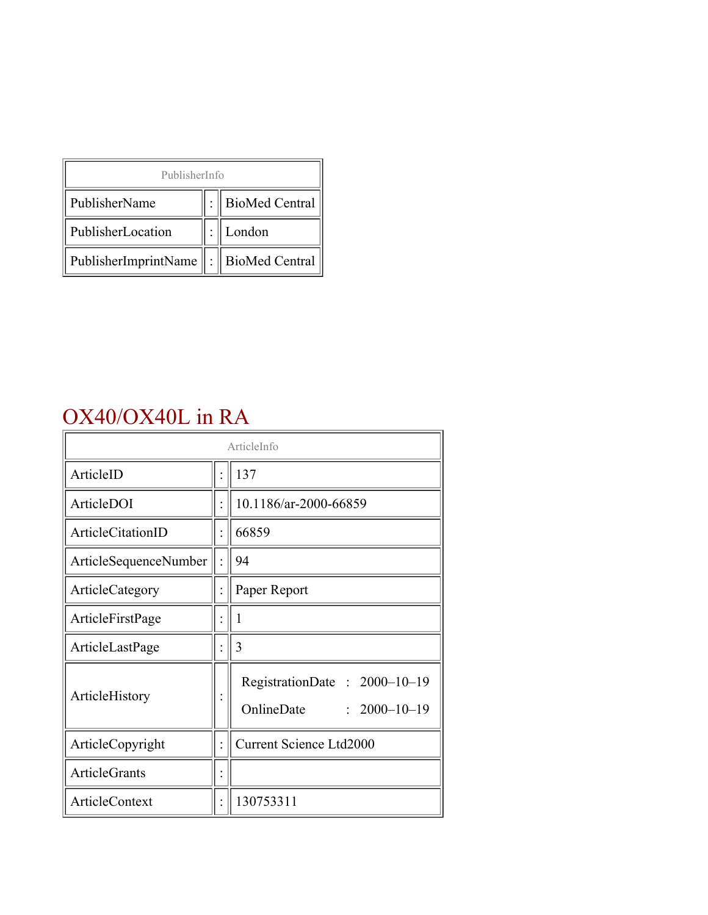| PublisherInfo | | |
|---|---|---|
| PublisherName | : | BioMed Central |
| PublisherLocation | : | London |
| PublisherImprintName | : | BioMed Central |

# OX40/OX40L in RA

| ArticleInfo | | |
|---|---|---|
| ArticleID | : | 137 |
| ArticleDOI | : | 10.1186/ar-2000-66859 |
| ArticleCitationID | : | 66859 |
| ArticleSequenceNumber | : | 94 |
| ArticleCategory | : | Paper Report |
| ArticleFirstPage | : | 1 |
| ArticleLastPage | : | 3 |
| ArticleHistory | : | RegistrationDate : 2000–10–19<br>OnlineDate : 2000–10–19 |
| ArticleCopyright | : | Current Science Ltd2000 |
| ArticleGrants | : | |
| ArticleContext | : | 130753311 |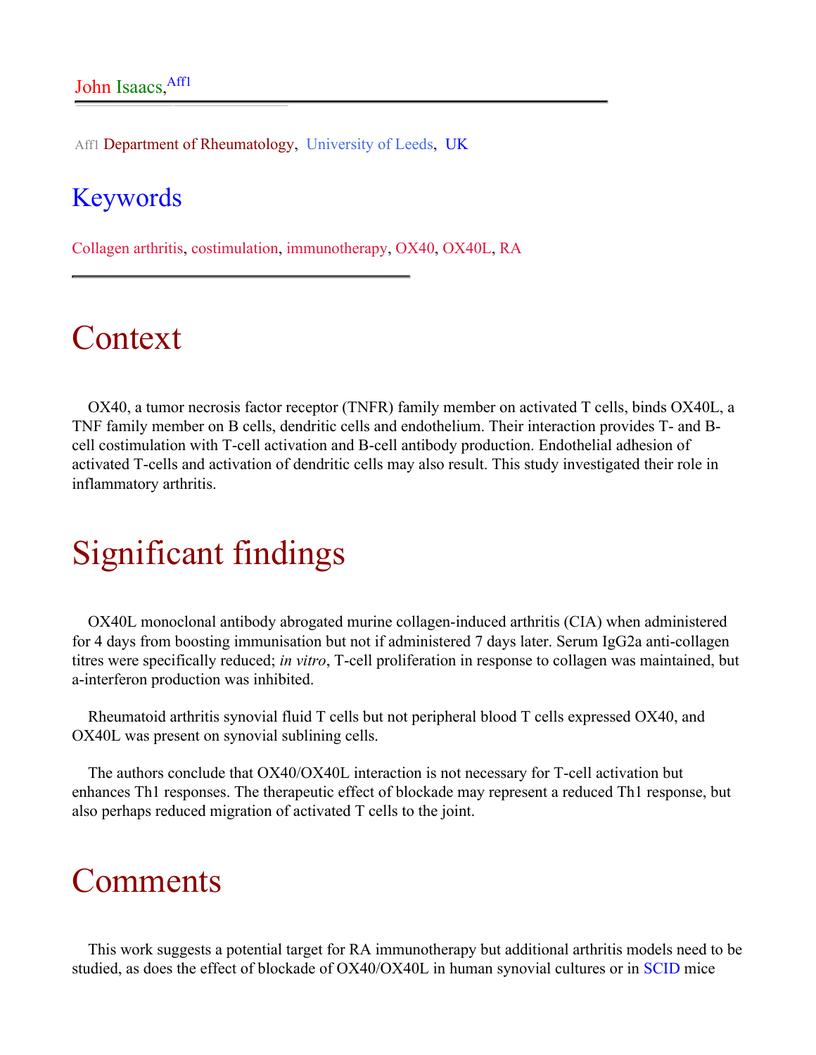John Isaacs,[Aff1]

[Aff1] Department of Rheumatology, University of Leeds, UK

## Keywords

Collagen arthritis, costimulation, immunotherapy, OX40, OX40L, RA

# Context

OX40, a tumor necrosis factor receptor (TNFR) family member on activated T cells, binds OX40L, a TNF family member on B cells, dendritic cells and endothelium. Their interaction provides T- and B-cell costimulation with T-cell activation and B-cell antibody production. Endothelial adhesion of activated T-cells and activation of dendritic cells may also result. This study investigated their role in inflammatory arthritis.

# Significant findings

OX40L monoclonal antibody abrogated murine collagen-induced arthritis (CIA) when administered for 4 days from boosting immunisation but not if administered 7 days later. Serum IgG2a anti-collagen titres were specifically reduced; *in vitro*, T-cell proliferation in response to collagen was maintained, but a-interferon production was inhibited.

Rheumatoid arthritis synovial fluid T cells but not peripheral blood T cells expressed OX40, and OX40L was present on synovial sublining cells.

The authors conclude that OX40/OX40L interaction is not necessary for T-cell activation but enhances Th1 responses. The therapeutic effect of blockade may represent a reduced Th1 response, but also perhaps reduced migration of activated T cells to the joint.

# Comments

This work suggests a potential target for RA immunotherapy but additional arthritis models need to be studied, as does the effect of blockade of OX40/OX40L in human synovial cultures or in SCID mice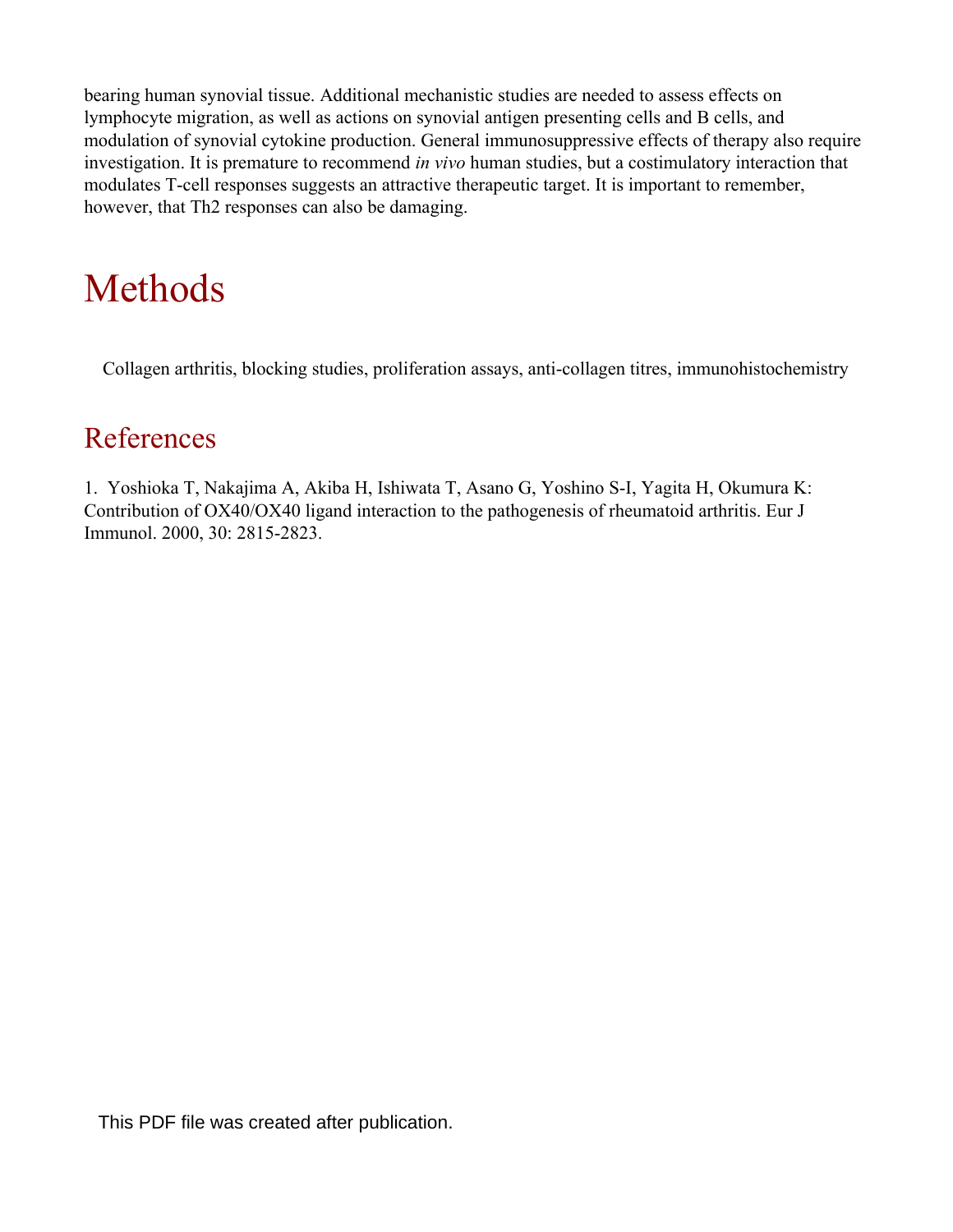bearing human synovial tissue. Additional mechanistic studies are needed to assess effects on lymphocyte migration, as well as actions on synovial antigen presenting cells and B cells, and modulation of synovial cytokine production. General immunosuppressive effects of therapy also require investigation. It is premature to recommend *in vivo* human studies, but a costimulatory interaction that modulates T-cell responses suggests an attractive therapeutic target. It is important to remember, however, that Th2 responses can also be damaging.

# Methods

Collagen arthritis, blocking studies, proliferation assays, anti-collagen titres, immunohistochemistry

## References

1. Yoshioka T, Nakajima A, Akiba H, Ishiwata T, Asano G, Yoshino S-I, Yagita H, Okumura K: Contribution of OX40/OX40 ligand interaction to the pathogenesis of rheumatoid arthritis. Eur J Immunol. 2000, 30: 2815-2823.

This PDF file was created after publication.